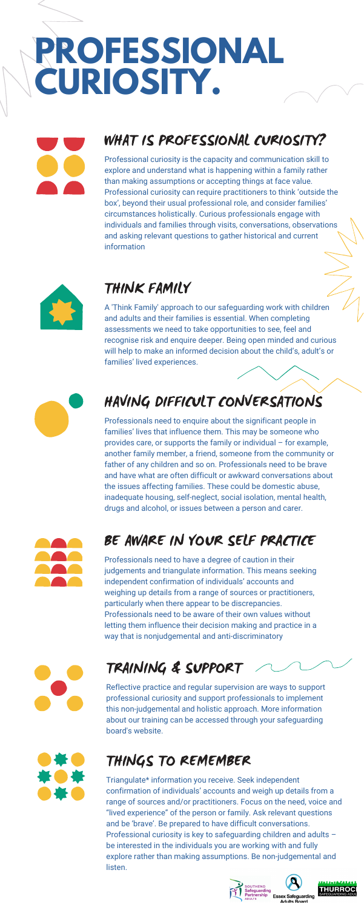# PROFESSIONAL CURIOSITY.

## WHAT IS PROFESSIONAL CURIOSITY?

Professional curiosity is the capacity and communication skill to explore and understand what is happening within a family rather than making assumptions or accepting things at face value. Professional curiosity can require practitioners to think 'outside the box', beyond their usual professional role, and consider families' circumstances holistically. Curious professionals engage with individuals and families through visits, conversations, observations and asking relevant questions to gather historical and current information

## THINK FAMILY

A 'Think Family' approach to our safeguarding work with children and adults and their families is essential. When completing assessments we need to take opportunities to see, feel and recognise risk and enquire deeper. Being open minded and curious will help to make an informed decision about the child's, adult's or families' lived experiences.

## HAVING DIFFICULT CONVERSATIONS

Professionals need to enquire about the significant people in families' lives that influence them. This may be someone who provides care, or supports the family or individual – for example, another family member, a friend, someone from the community or father of any children and so on. Professionals need to be brave and have what are often difficult or awkward conversations about the issues affecting families. These could be domestic abuse, inadequate housing, self-neglect, social isolation, mental health, drugs and alcohol, or issues between a person and carer.

## BE AWARE IN YOUR SELF PRACTICE

Professionals need to have a degree of caution in their judgements and triangulate information. This means seeking independent confirmation of individuals' accounts and weighing up details from a range of sources or practitioners, particularly when there appear to be discrepancies. Professionals need to be aware of their own values without letting them influence their decision making and practice in a way that is nonjudgemental and anti-discriminatory

## TRAINING & SUPPORT

Reflective practice and regular supervision are ways to support professional curiosity and support professionals to implement this non-judgemental and holistic approach. More information about our training can be accessed through your safeguarding board's website.

## THINGS TO REMEMBER

Triangulate* information you receive. Seek independent confirmation of individuals' accounts and weigh up details from a range of sources and/or practitioners. Focus on the need, voice and "lived experience" of the person or family. Ask relevant questions and be 'brave'. Be prepared to have difficult conversations. Professional curiosity is key to safeguarding children and adults – be interested in the individuals you are working with and fully explore rather than making assumptions. Be non-judgemental and listen.

Southend Safeguarding Partnership Adults | Essex Safeguarding Adults Board | Thurrock Safeguarding Adults Board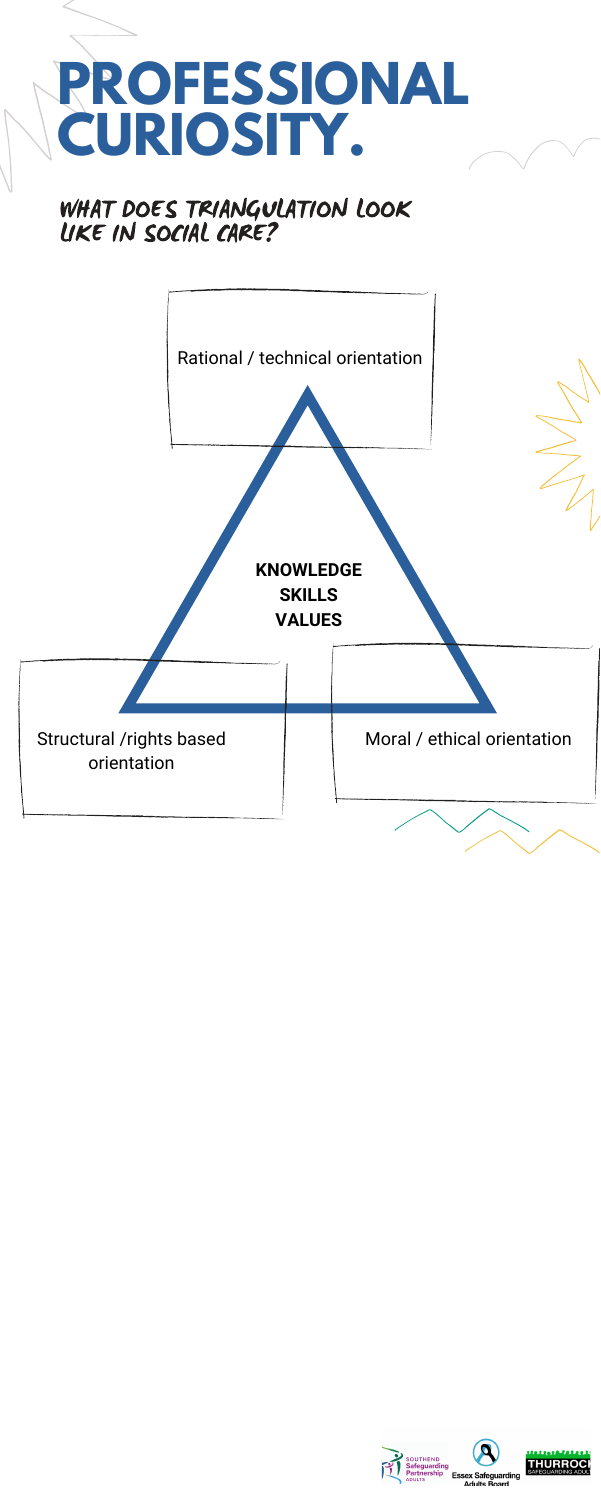# PROFESSIONAL CURIOSITY.

## What does triangulation look like in social care?

Rational / technical orientation

**KNOWLEDGE**
**SKILLS**
**VALUES**

Structural /rights based orientation

Moral / ethical orientation